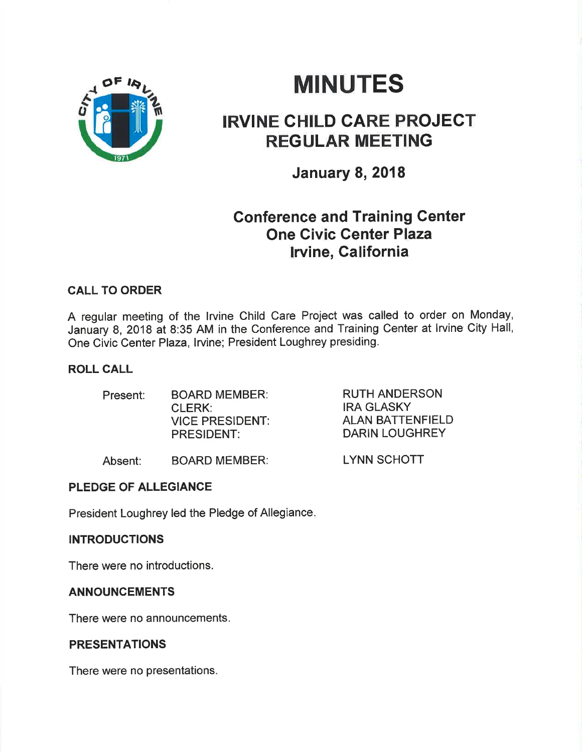# MINUTES

## IRVINE CHILD CARE PROJECT REGULAR MEETING

### January 8, 2018

### Conference and Training Center
### One Civic Center Plaza
### Irvine, California

**CALL TO ORDER**

A regular meeting of the Irvine Child Care Project was called to order on Monday, January 8, 2018 at 8:35 AM in the Conference and Training Center at Irvine City Hall, One Civic Center Plaza, Irvine; President Loughrey presiding.

**ROLL CALL**

| | | |
|---|---|---|
| Present: | BOARD MEMBER: | RUTH ANDERSON |
| | CLERK: | IRA GLASKY |
| | VICE PRESIDENT: | ALAN BATTENFIELD |
| | PRESIDENT: | DARIN LOUGHREY |
| Absent: | BOARD MEMBER: | LYNN SCHOTT |

**PLEDGE OF ALLEGIANCE**

President Loughrey led the Pledge of Allegiance.

**INTRODUCTIONS**

There were no introductions.

**ANNOUNCEMENTS**

There were no announcements.

**PRESENTATIONS**

There were no presentations.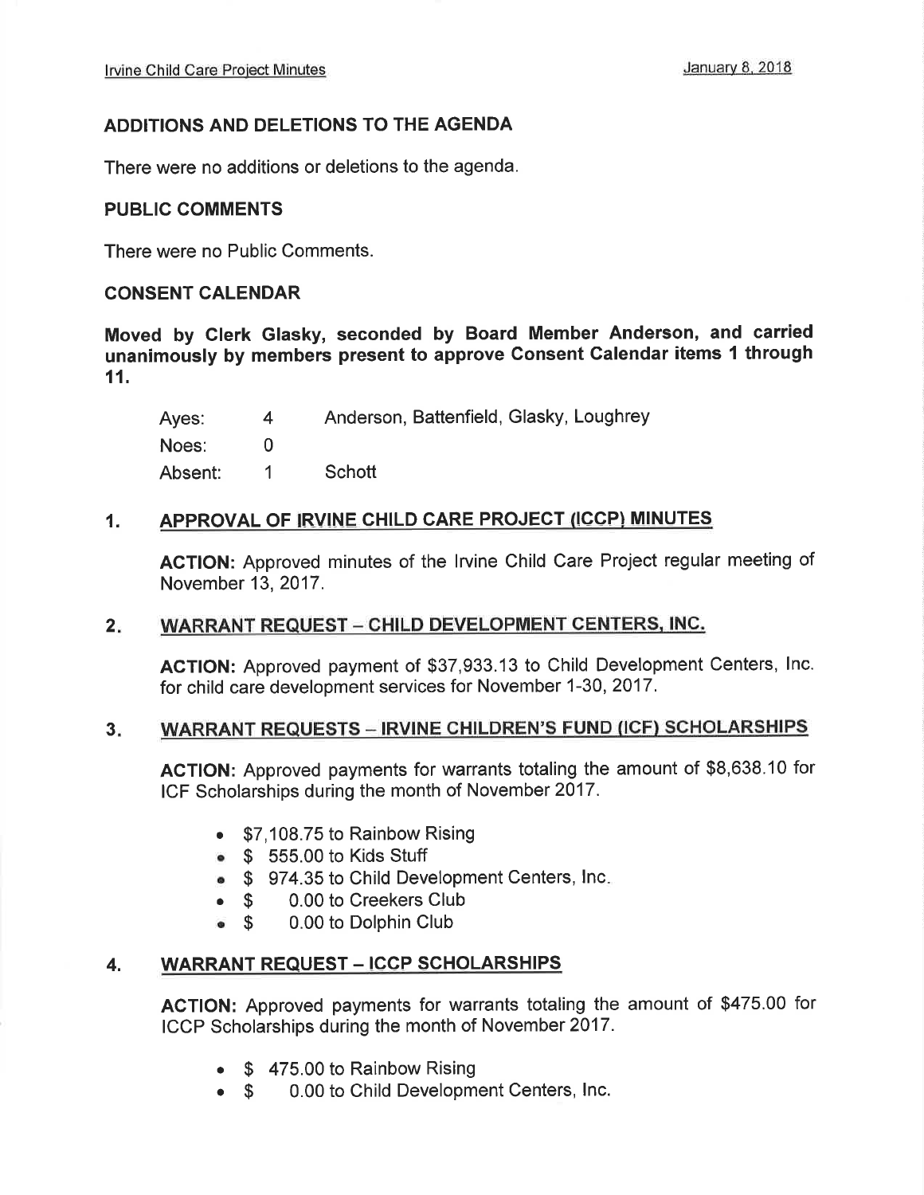## ADDITIONS AND DELETIONS TO THE AGENDA

There were no additions or deletions to the agenda.

## PUBLIC COMMENTS

There were no Public Comments.

## CONSENT CALENDAR

**Moved by Clerk Glasky, seconded by Board Member Anderson, and carried unanimously by members present to approve Consent Calendar items 1 through 11.**

| | | |
|---|---|---|
| Ayes: | 4 | Anderson, Battenfield, Glasky, Loughrey |
| Noes: | 0 | |
| Absent: | 1 | Schott |

### 1. APPROVAL OF IRVINE CHILD CARE PROJECT (ICCP) MINUTES

**ACTION:** Approved minutes of the Irvine Child Care Project regular meeting of November 13, 2017.

### 2. WARRANT REQUEST – CHILD DEVELOPMENT CENTERS, INC.

**ACTION:** Approved payment of $37,933.13 to Child Development Centers, Inc. for child care development services for November 1-30, 2017.

### 3. WARRANT REQUESTS – IRVINE CHILDREN'S FUND (ICF) SCHOLARSHIPS

**ACTION:** Approved payments for warrants totaling the amount of $8,638.10 for ICF Scholarships during the month of November 2017.

- $7,108.75 to Rainbow Rising
- $ 555.00 to Kids Stuff
- $ 974.35 to Child Development Centers, Inc.
- $ 0.00 to Creekers Club
- $ 0.00 to Dolphin Club

### 4. WARRANT REQUEST – ICCP SCHOLARSHIPS

**ACTION:** Approved payments for warrants totaling the amount of $475.00 for ICCP Scholarships during the month of November 2017.

- $ 475.00 to Rainbow Rising
- $ 0.00 to Child Development Centers, Inc.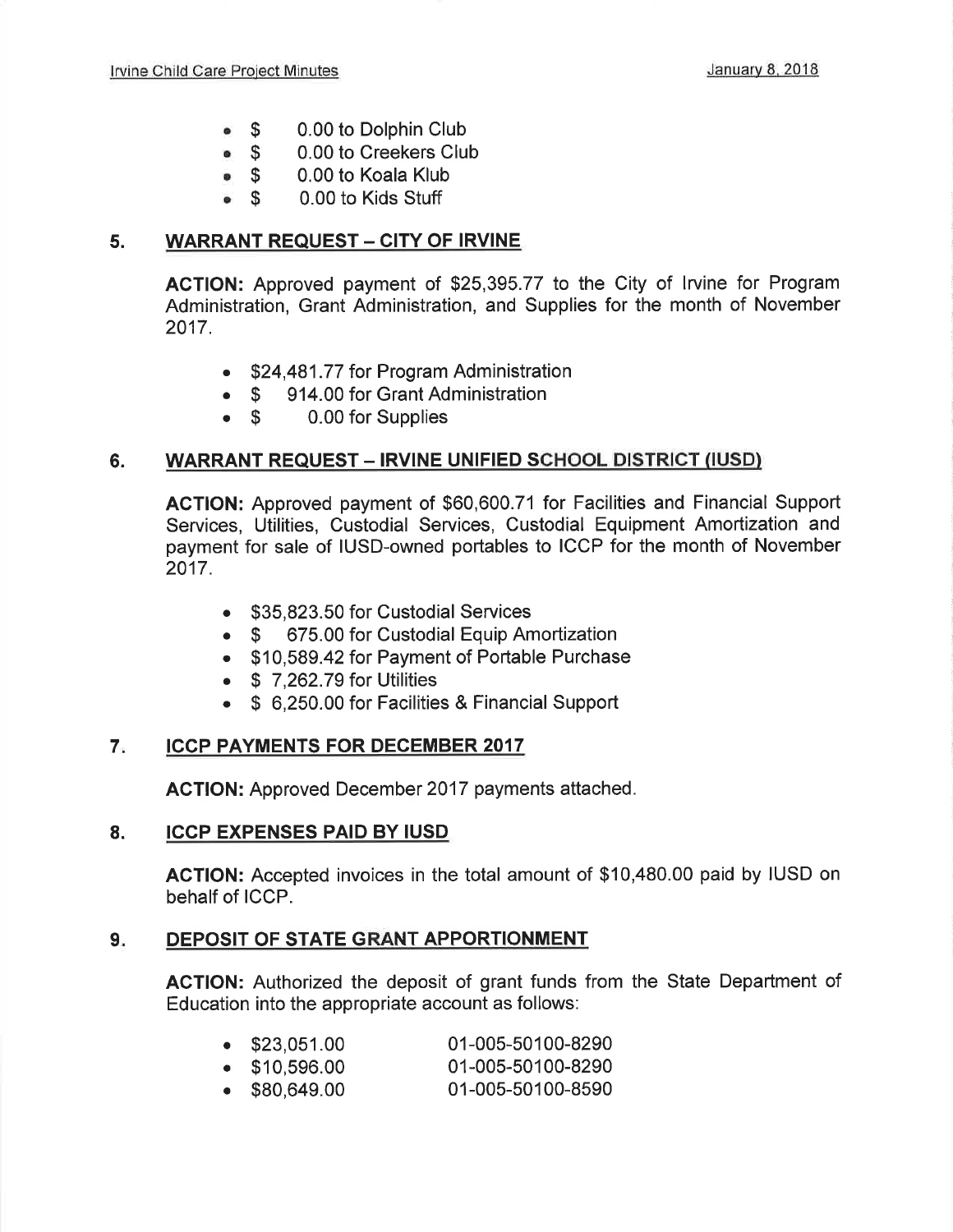- $ 0.00 to Dolphin Club
- $ 0.00 to Creekers Club
- $ 0.00 to Koala Klub
- $ 0.00 to Kids Stuff

## 5. WARRANT REQUEST – CITY OF IRVINE

**ACTION:** Approved payment of $25,395.77 to the City of Irvine for Program Administration, Grant Administration, and Supplies for the month of November 2017.

- $24,481.77 for Program Administration
- $ 914.00 for Grant Administration
- $ 0.00 for Supplies

## 6. WARRANT REQUEST – IRVINE UNIFIED SCHOOL DISTRICT (IUSD)

**ACTION:** Approved payment of $60,600.71 for Facilities and Financial Support Services, Utilities, Custodial Services, Custodial Equipment Amortization and payment for sale of IUSD-owned portables to ICCP for the month of November 2017.

- $35,823.50 for Custodial Services
- $ 675.00 for Custodial Equip Amortization
- $10,589.42 for Payment of Portable Purchase
- $ 7,262.79 for Utilities
- $ 6,250.00 for Facilities & Financial Support

## 7. ICCP PAYMENTS FOR DECEMBER 2017

**ACTION:** Approved December 2017 payments attached.

## 8. ICCP EXPENSES PAID BY IUSD

**ACTION:** Accepted invoices in the total amount of $10,480.00 paid by IUSD on behalf of ICCP.

## 9. DEPOSIT OF STATE GRANT APPORTIONMENT

**ACTION:** Authorized the deposit of grant funds from the State Department of Education into the appropriate account as follows:

- $23,051.00 01-005-50100-8290
- $10,596.00 01-005-50100-8290
- $80,649.00 01-005-50100-8590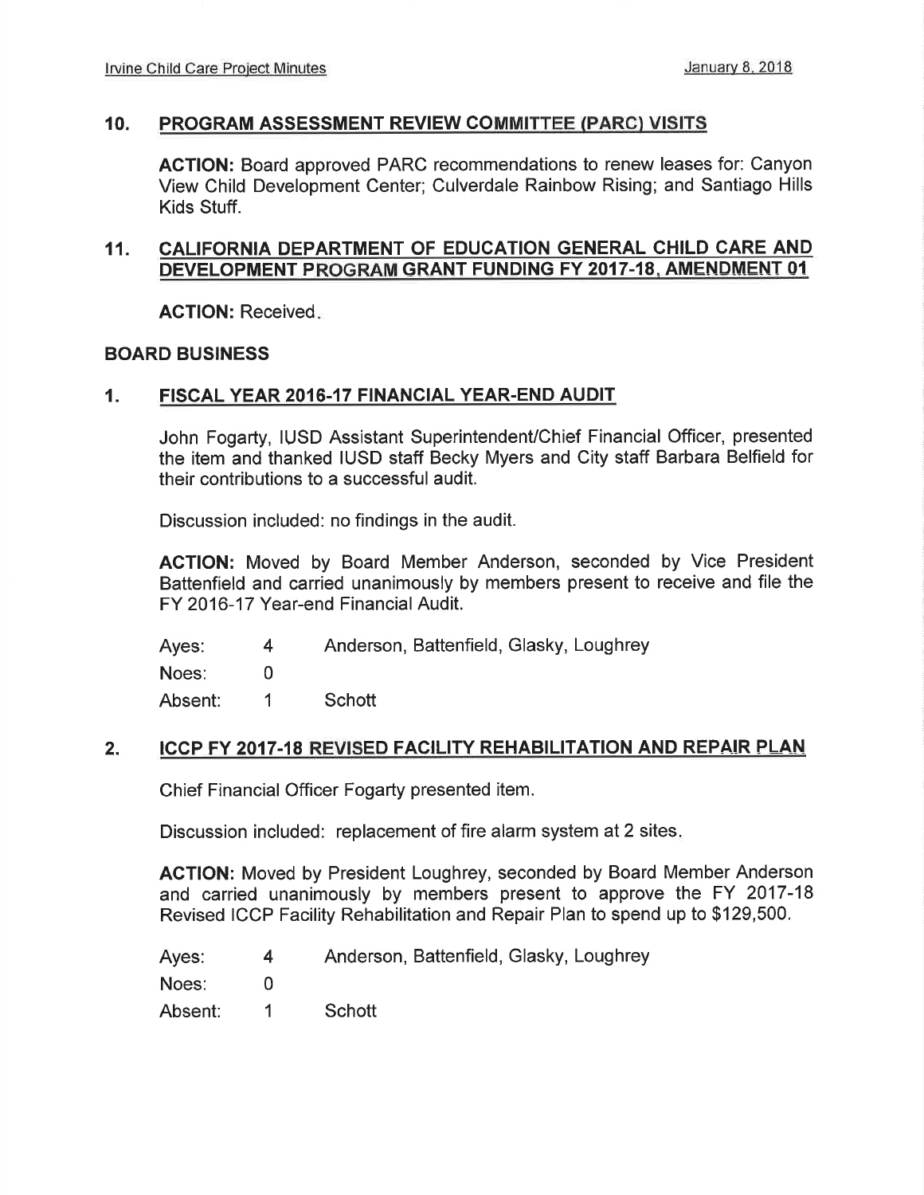## 10. PROGRAM ASSESSMENT REVIEW COMMITTEE (PARC) VISITS

**ACTION:** Board approved PARC recommendations to renew leases for: Canyon View Child Development Center; Culverdale Rainbow Rising; and Santiago Hills Kids Stuff.

## 11. CALIFORNIA DEPARTMENT OF EDUCATION GENERAL CHILD CARE AND DEVELOPMENT PROGRAM GRANT FUNDING FY 2017-18, AMENDMENT 01

**ACTION:** Received.

## BOARD BUSINESS

## 1. FISCAL YEAR 2016-17 FINANCIAL YEAR-END AUDIT

John Fogarty, IUSD Assistant Superintendent/Chief Financial Officer, presented the item and thanked IUSD staff Becky Myers and City staff Barbara Belfield for their contributions to a successful audit.

Discussion included: no findings in the audit.

**ACTION:** Moved by Board Member Anderson, seconded by Vice President Battenfield and carried unanimously by members present to receive and file the FY 2016-17 Year-end Financial Audit.

| | | |
|---|---|---|
| Ayes: | 4 | Anderson, Battenfield, Glasky, Loughrey |
| Noes: | 0 | |
| Absent: | 1 | Schott |

## 2. ICCP FY 2017-18 REVISED FACILITY REHABILITATION AND REPAIR PLAN

Chief Financial Officer Fogarty presented item.

Discussion included: replacement of fire alarm system at 2 sites.

**ACTION:** Moved by President Loughrey, seconded by Board Member Anderson and carried unanimously by members present to approve the FY 2017-18 Revised ICCP Facility Rehabilitation and Repair Plan to spend up to $129,500.

| | | |
|---|---|---|
| Ayes: | 4 | Anderson, Battenfield, Glasky, Loughrey |
| Noes: | 0 | |
| Absent: | 1 | Schott |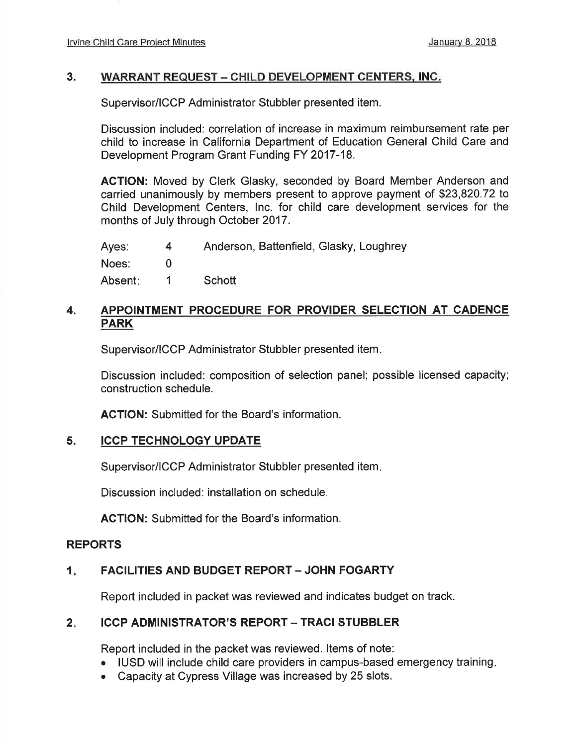## 3. WARRANT REQUEST – CHILD DEVELOPMENT CENTERS, INC.

Supervisor/ICCP Administrator Stubbler presented item.

Discussion included: correlation of increase in maximum reimbursement rate per child to increase in California Department of Education General Child Care and Development Program Grant Funding FY 2017-18.

**ACTION:** Moved by Clerk Glasky, seconded by Board Member Anderson and carried unanimously by members present to approve payment of $23,820.72 to Child Development Centers, Inc. for child care development services for the months of July through October 2017.

| | | |
|---|---|---|
| Ayes: | 4 | Anderson, Battenfield, Glasky, Loughrey |
| Noes: | 0 | |
| Absent: | 1 | Schott |

## 4. APPOINTMENT PROCEDURE FOR PROVIDER SELECTION AT CADENCE PARK

Supervisor/ICCP Administrator Stubbler presented item.

Discussion included: composition of selection panel; possible licensed capacity; construction schedule.

**ACTION:** Submitted for the Board's information.

## 5. ICCP TECHNOLOGY UPDATE

Supervisor/ICCP Administrator Stubbler presented item.

Discussion included: installation on schedule.

**ACTION:** Submitted for the Board's information.

## REPORTS

### 1. FACILITIES AND BUDGET REPORT – JOHN FOGARTY

Report included in packet was reviewed and indicates budget on track.

### 2. ICCP ADMINISTRATOR'S REPORT – TRACI STUBBLER

Report included in the packet was reviewed. Items of note:

- IUSD will include child care providers in campus-based emergency training.
- Capacity at Cypress Village was increased by 25 slots.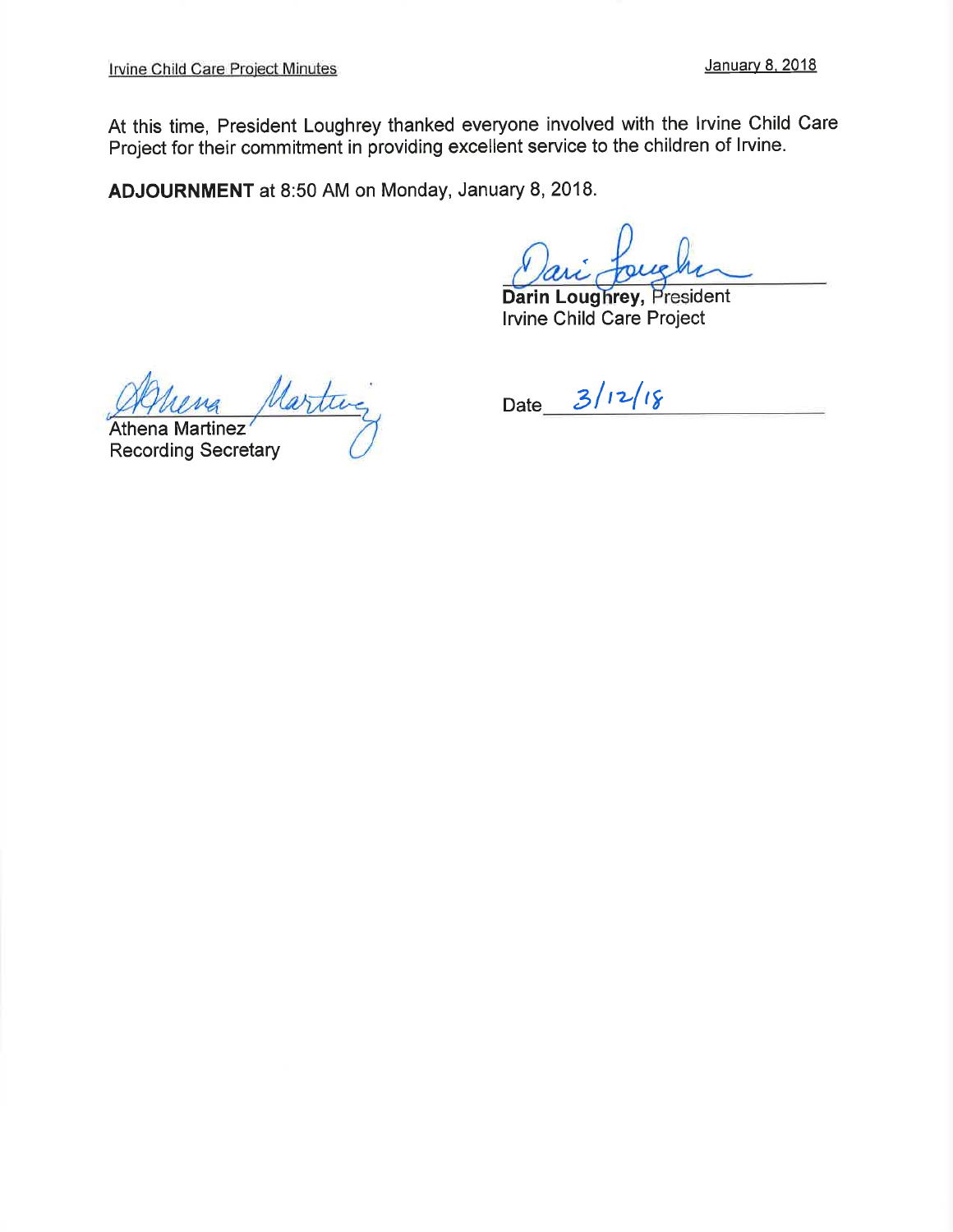At this time, President Loughrey thanked everyone involved with the Irvine Child Care Project for their commitment in providing excellent service to the children of Irvine.

**ADJOURNMENT** at 8:50 AM on Monday, January 8, 2018.

**Darin Loughrey,** President
Irvine Child Care Project

Athena Martinez
Recording Secretary

Date 3/12/18